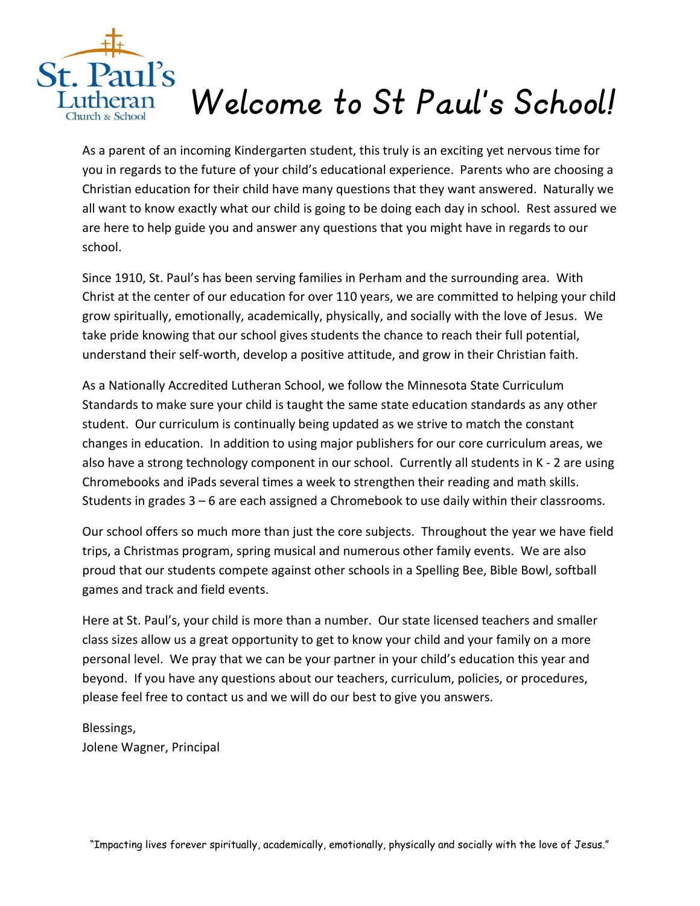# Welcome to St Paul's School!

As a parent of an incoming Kindergarten student, this truly is an exciting yet nervous time for you in regards to the future of your child's educational experience. Parents who are choosing a Christian education for their child have many questions that they want answered. Naturally we all want to know exactly what our child is going to be doing each day in school. Rest assured we are here to help guide you and answer any questions that you might have in regards to our school.

Since 1910, St. Paul's has been serving families in Perham and the surrounding area. With Christ at the center of our education for over 110 years, we are committed to helping your child grow spiritually, emotionally, academically, physically, and socially with the love of Jesus. We take pride knowing that our school gives students the chance to reach their full potential, understand their self-worth, develop a positive attitude, and grow in their Christian faith.

As a Nationally Accredited Lutheran School, we follow the Minnesota State Curriculum Standards to make sure your child is taught the same state education standards as any other student. Our curriculum is continually being updated as we strive to match the constant changes in education. In addition to using major publishers for our core curriculum areas, we also have a strong technology component in our school. Currently all students in K - 2 are using Chromebooks and iPads several times a week to strengthen their reading and math skills. Students in grades 3 – 6 are each assigned a Chromebook to use daily within their classrooms.

Our school offers so much more than just the core subjects. Throughout the year we have field trips, a Christmas program, spring musical and numerous other family events. We are also proud that our students compete against other schools in a Spelling Bee, Bible Bowl, softball games and track and field events.

Here at St. Paul's, your child is more than a number. Our state licensed teachers and smaller class sizes allow us a great opportunity to get to know your child and your family on a more personal level. We pray that we can be your partner in your child's education this year and beyond. If you have any questions about our teachers, curriculum, policies, or procedures, please feel free to contact us and we will do our best to give you answers.

Blessings,
Jolene Wagner, Principal

"Impacting lives forever spiritually, academically, emotionally, physically and socially with the love of Jesus."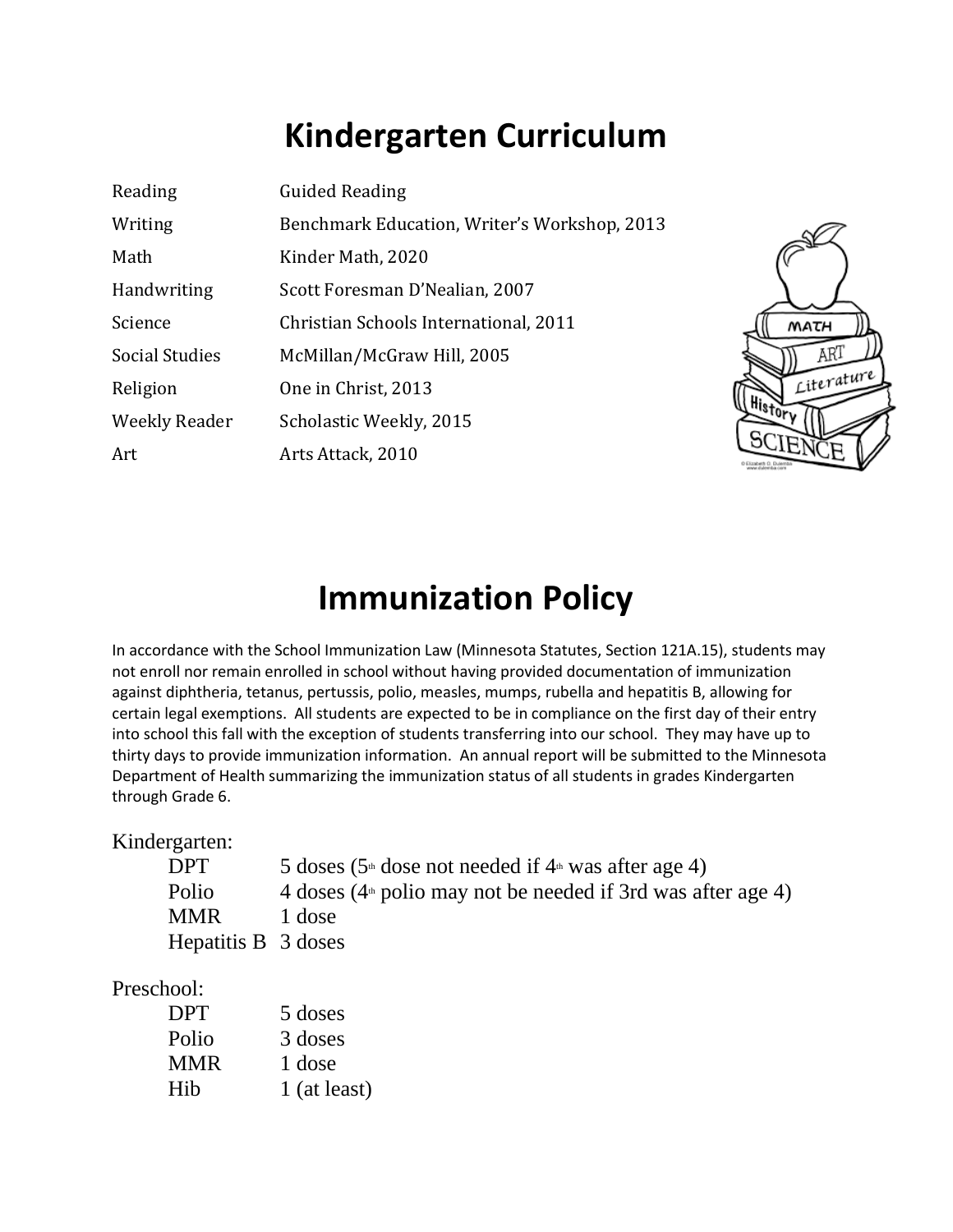# Kindergarten Curriculum

| Subject | Curriculum |
| --- | --- |
| Reading | Guided Reading |
| Writing | Benchmark Education, Writer's Workshop, 2013 |
| Math | Kinder Math, 2020 |
| Handwriting | Scott Foresman D'Nealian, 2007 |
| Science | Christian Schools International, 2011 |
| Social Studies | McMillan/McGraw Hill, 2005 |
| Religion | One in Christ, 2013 |
| Weekly Reader | Scholastic Weekly, 2015 |
| Art | Arts Attack, 2010 |

# Immunization Policy

In accordance with the School Immunization Law (Minnesota Statutes, Section 121A.15), students may not enroll nor remain enrolled in school without having provided documentation of immunization against diphtheria, tetanus, pertussis, polio, measles, mumps, rubella and hepatitis B, allowing for certain legal exemptions. All students are expected to be in compliance on the first day of their entry into school this fall with the exception of students transferring into our school. They may have up to thirty days to provide immunization information. An annual report will be submitted to the Minnesota Department of Health summarizing the immunization status of all students in grades Kindergarten through Grade 6.

Kindergarten:

| Vaccine | Doses |
| --- | --- |
| DPT | 5 doses (5th dose not needed if 4th was after age 4) |
| Polio | 4 doses (4th polio may not be needed if 3rd was after age 4) |
| MMR | 1 dose |
| Hepatitis B | 3 doses |

Preschool:

| Vaccine | Doses |
| --- | --- |
| DPT | 5 doses |
| Polio | 3 doses |
| MMR | 1 dose |
| Hib | 1 (at least) |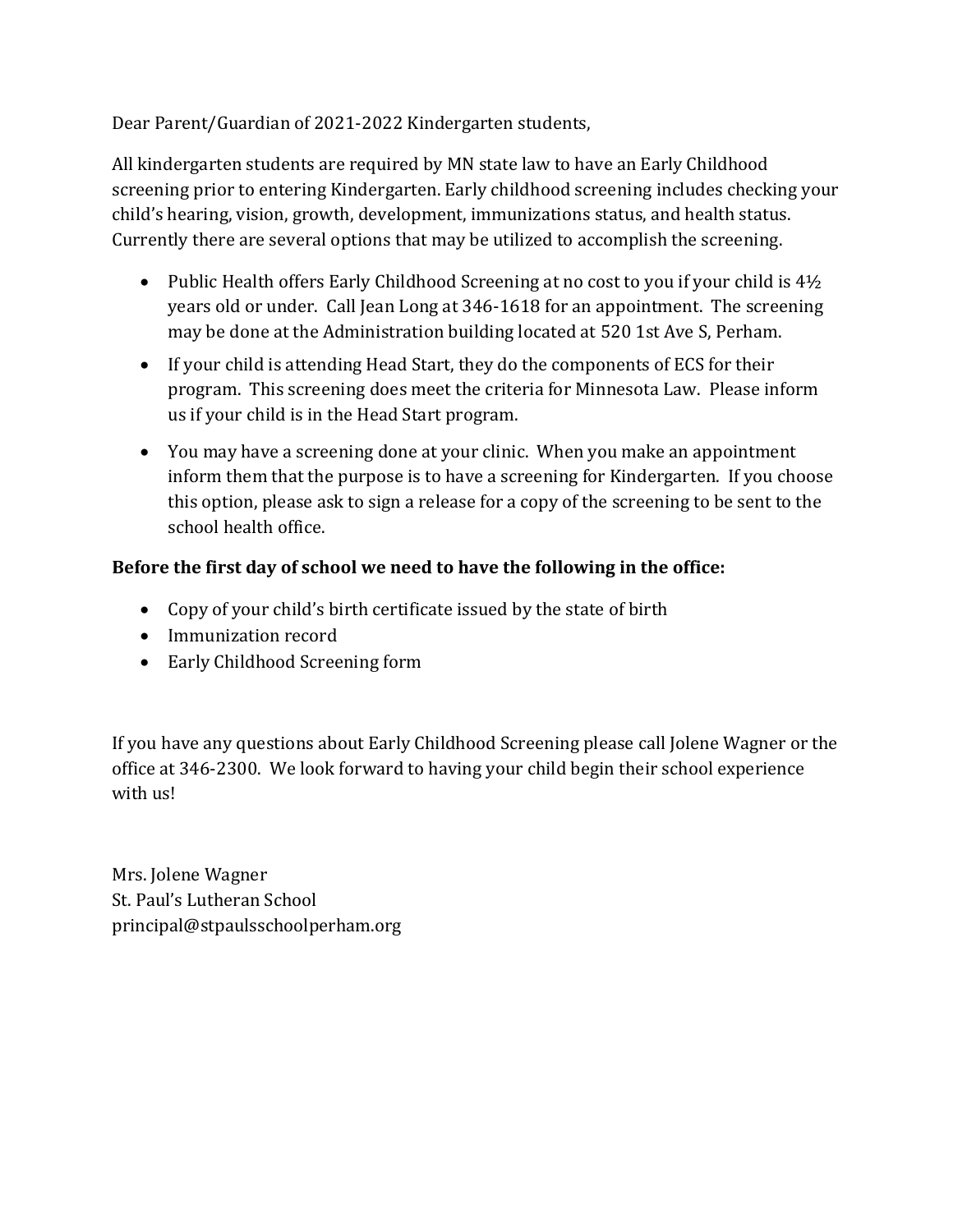Dear Parent/Guardian of 2021-2022 Kindergarten students,

All kindergarten students are required by MN state law to have an Early Childhood screening prior to entering Kindergarten. Early childhood screening includes checking your child's hearing, vision, growth, development, immunizations status, and health status. Currently there are several options that may be utilized to accomplish the screening.

- Public Health offers Early Childhood Screening at no cost to you if your child is 4½ years old or under. Call Jean Long at 346-1618 for an appointment. The screening may be done at the Administration building located at 520 1st Ave S, Perham.
- If your child is attending Head Start, they do the components of ECS for their program. This screening does meet the criteria for Minnesota Law. Please inform us if your child is in the Head Start program.
- You may have a screening done at your clinic. When you make an appointment inform them that the purpose is to have a screening for Kindergarten. If you choose this option, please ask to sign a release for a copy of the screening to be sent to the school health office.

**Before the first day of school we need to have the following in the office:**

- Copy of your child's birth certificate issued by the state of birth
- Immunization record
- Early Childhood Screening form

If you have any questions about Early Childhood Screening please call Jolene Wagner or the office at 346-2300. We look forward to having your child begin their school experience with us!

Mrs. Jolene Wagner
St. Paul's Lutheran School
principal@stpaulsschoolperham.org